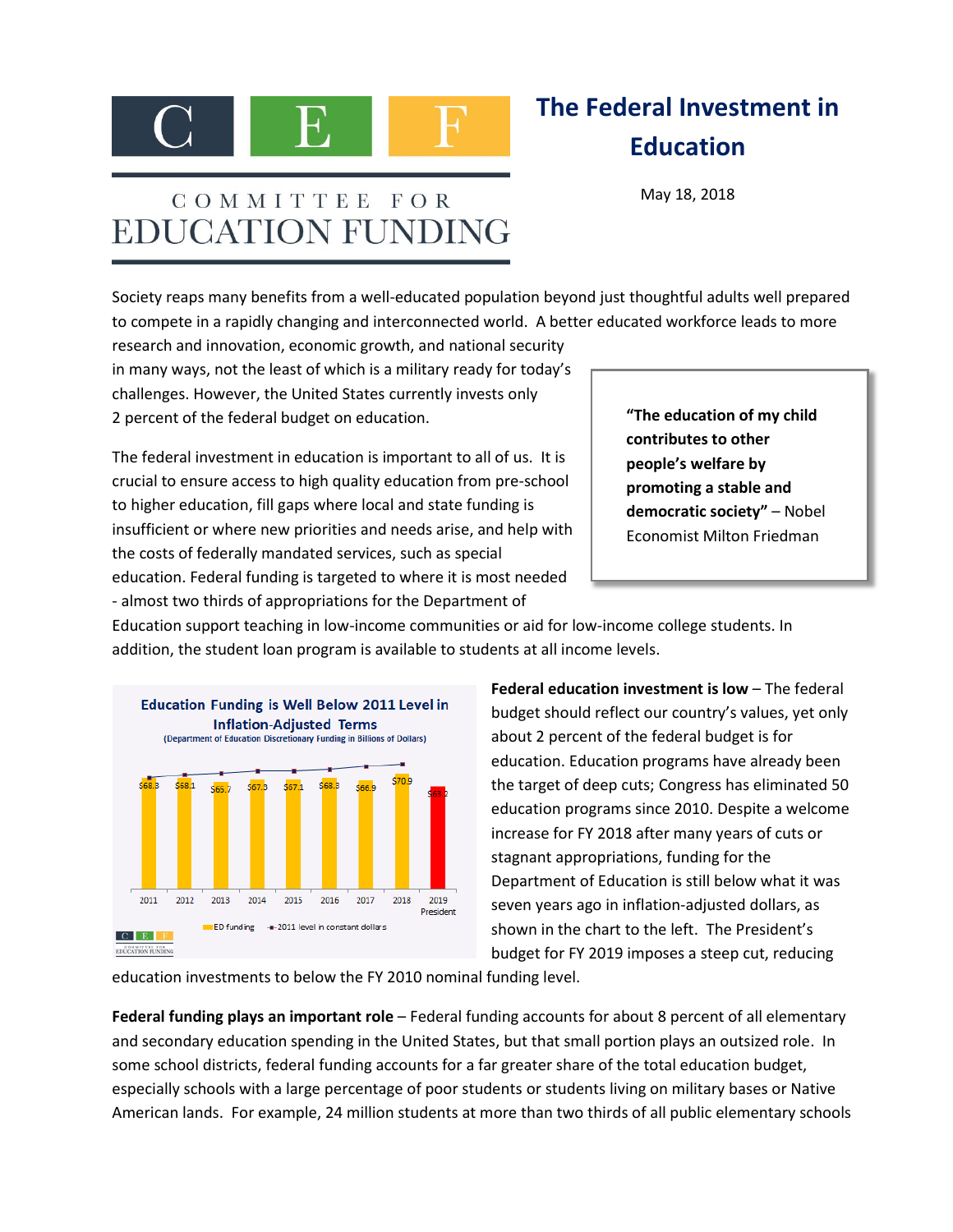# COMMITTEE FOR EDUCATION FUNDING

# The Federal Investment in Education

May 18, 2018

Society reaps many benefits from a well-educated population beyond just thoughtful adults well prepared to compete in a rapidly changing and interconnected world. A better educated workforce leads to more research and innovation, economic growth, and national security in many ways, not the least of which is a military ready for today's challenges. However, the United States currently invests only 2 percent of the federal budget on education.

> **"The education of my child contributes to other people's welfare by promoting a stable and democratic society"** – Nobel Economist Milton Friedman

The federal investment in education is important to all of us. It is crucial to ensure access to high quality education from pre-school to higher education, fill gaps where local and state funding is insufficient or where new priorities and needs arise, and help with the costs of federally mandated services, such as special education. Federal funding is targeted to where it is most needed - almost two thirds of appropriations for the Department of Education support teaching in low-income communities or aid for low-income college students. In addition, the student loan program is available to students at all income levels.

**Education Funding is Well Below 2011 Level in Inflation-Adjusted Terms**
(Department of Education Discretionary Funding in Billions of Dollars)

| Year | ED funding |
|---|---|
| 2011 | $68.3 |
| 2012 | $68.1 |
| 2013 | $65.7 |
| 2014 | $67.3 |
| 2015 | $67.1 |
| 2016 | $68.3 |
| 2017 | $66.9 |
| 2018 | $70.9 |
| 2019 President | $63.2 |

Legend: ED funding; 2011 level in constant dollars

**Federal education investment is low** – The federal budget should reflect our country's values, yet only about 2 percent of the federal budget is for education. Education programs have already been the target of deep cuts; Congress has eliminated 50 education programs since 2010. Despite a welcome increase for FY 2018 after many years of cuts or stagnant appropriations, funding for the Department of Education is still below what it was seven years ago in inflation-adjusted dollars, as shown in the chart to the left. The President's budget for FY 2019 imposes a steep cut, reducing education investments to below the FY 2010 nominal funding level.

**Federal funding plays an important role** – Federal funding accounts for about 8 percent of all elementary and secondary education spending in the United States, but that small portion plays an outsized role. In some school districts, federal funding accounts for a far greater share of the total education budget, especially schools with a large percentage of poor students or students living on military bases or Native American lands. For example, 24 million students at more than two thirds of all public elementary schools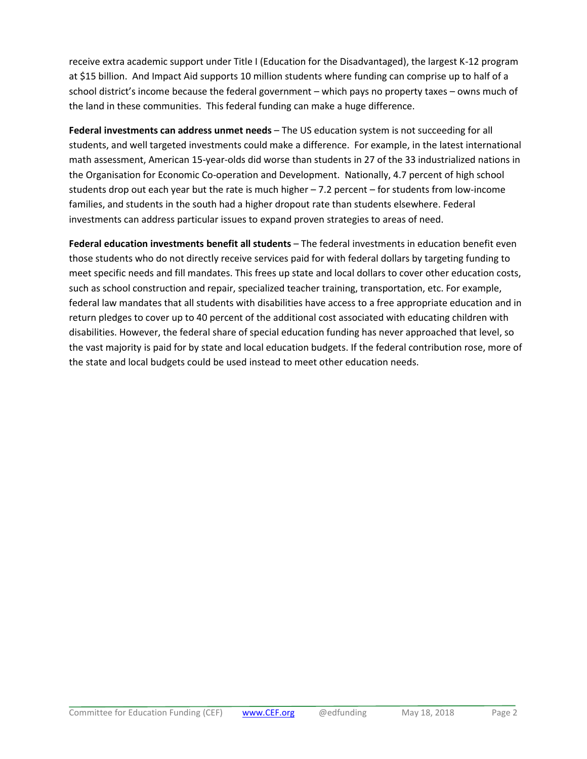receive extra academic support under Title I (Education for the Disadvantaged), the largest K-12 program at $15 billion.  And Impact Aid supports 10 million students where funding can comprise up to half of a school district's income because the federal government – which pays no property taxes – owns much of the land in these communities.  This federal funding can make a huge difference.

**Federal investments can address unmet needs** – The US education system is not succeeding for all students, and well targeted investments could make a difference.  For example, in the latest international math assessment, American 15-year-olds did worse than students in 27 of the 33 industrialized nations in the Organisation for Economic Co-operation and Development.  Nationally, 4.7 percent of high school students drop out each year but the rate is much higher – 7.2 percent – for students from low-income families, and students in the south had a higher dropout rate than students elsewhere. Federal investments can address particular issues to expand proven strategies to areas of need.

**Federal education investments benefit all students** – The federal investments in education benefit even those students who do not directly receive services paid for with federal dollars by targeting funding to meet specific needs and fill mandates. This frees up state and local dollars to cover other education costs, such as school construction and repair, specialized teacher training, transportation, etc. For example, federal law mandates that all students with disabilities have access to a free appropriate education and in return pledges to cover up to 40 percent of the additional cost associated with educating children with disabilities. However, the federal share of special education funding has never approached that level, so the vast majority is paid for by state and local education budgets. If the federal contribution rose, more of the state and local budgets could be used instead to meet other education needs.